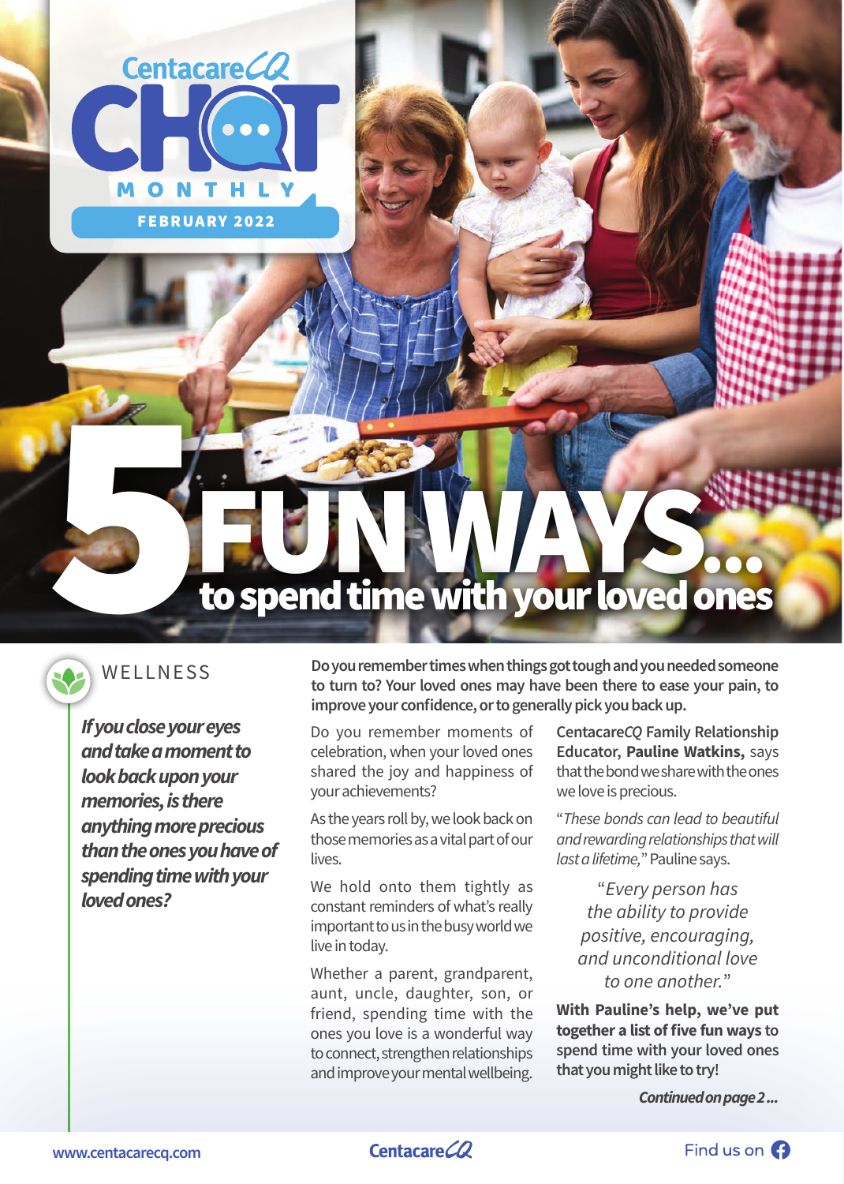CentacareCQ CHAT MONTHLY

FEBRUARY 2022

# 5 FUN WAYS... to spend time with your loved ones

WELLNESS

***If you close your eyes and take a moment to look back upon your memories, is there anything more precious than the ones you have of spending time with your loved ones?***

**Do you remember times when things got tough and you needed someone to turn to? Your loved ones may have been there to ease your pain, to improve your confidence, or to generally pick you back up.**

Do you remember moments of celebration, when your loved ones shared the joy and happiness of your achievements?

As the years roll by, we look back on those memories as a vital part of our lives.

We hold onto them tightly as constant reminders of what's really important to us in the busy world we live in today.

Whether a parent, grandparent, aunt, uncle, daughter, son, or friend, spending time with the ones you love is a wonderful way to connect, strengthen relationships and improve your mental wellbeing.

**CentacareCQ Family Relationship Educator, Pauline Watkins,** says that the bond we share with the ones we love is precious.

"*These bonds can lead to beautiful and rewarding relationships that will last a lifetime,*" Pauline says.

> *"Every person has the ability to provide positive, encouraging, and unconditional love to one another."*

**With Pauline's help, we've put together a list of five fun ways to spend time with your loved ones that you might like to try!**

***Continued on page 2...***

www.centacarecq.com

Find us on Facebook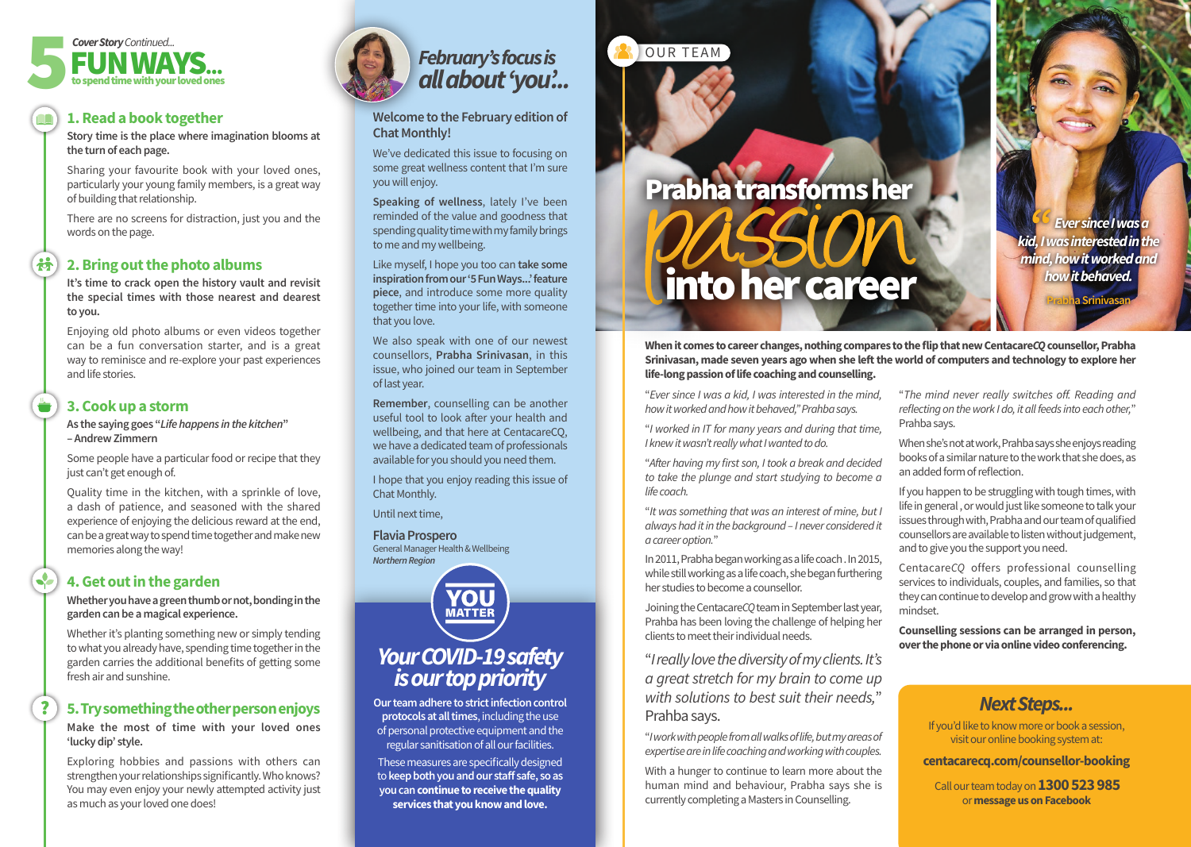# 5 FUN WAYS...

*Cover Story Continued...*

to spend time with your loved ones

## 1. Read a book together

**Story time is the place where imagination blooms at the turn of each page.**

Sharing your favourite book with your loved ones, particularly your young family members, is a great way of building that relationship.

There are no screens for distraction, just you and the words on the page.

## 2. Bring out the photo albums

**It's time to crack open the history vault and revisit the special times with those nearest and dearest to you.**

Enjoying old photo albums or even videos together can be a fun conversation starter, and is a great way to reminisce and re-explore your past experiences and life stories.

## 3. Cook up a storm

**As the saying goes "*Life happens in the kitchen*" – Andrew Zimmern**

Some people have a particular food or recipe that they just can't get enough of.

Quality time in the kitchen, with a sprinkle of love, a dash of patience, and seasoned with the shared experience of enjoying the delicious reward at the end, can be a great way to spend time together and make new memories along the way!

## 4. Get out in the garden

**Whether you have a green thumb or not, bonding in the garden can be a magical experience.**

Whether it's planting something new or simply tending to what you already have, spending time together in the garden carries the additional benefits of getting some fresh air and sunshine.

## 5. Try something the other person enjoys

**Make the most of time with your loved ones 'lucky dip' style.**

Exploring hobbies and passions with others can strengthen your relationships significantly. Who knows? You may even enjoy your newly attempted activity just as much as your loved one does!

# February's focus is all about 'you'...

**Welcome to the February edition of Chat Monthly!**

We've dedicated this issue to focusing on some great wellness content that I'm sure you will enjoy.

**Speaking of wellness**, lately I've been reminded of the value and goodness that spending quality time with my family brings to me and my wellbeing.

Like myself, I hope you too can **take some inspiration from our '5 Fun Ways...' feature piece**, and introduce some more quality together time into your life, with someone that you love.

We also speak with one of our newest counsellors, **Prabha Srinivasan**, in this issue, who joined our team in September of last year.

**Remember**, counselling can be another useful tool to look after your health and wellbeing, and that here at CentacareCQ, we have a dedicated team of professionals available for you should you need them.

I hope that you enjoy reading this issue of Chat Monthly.

Until next time,

**Flavia Prospero**
General Manager Health & Wellbeing
*Northern Region*

## YOU MATTER

## Your COVID-19 safety is our top priority

**Our team adhere to strict infection control protocols at all times**, including the use of personal protective equipment and the regular sanitisation of all our facilities.

These measures are specifically designed to **keep both you and our staff safe, so as you can continue to receive the quality services that you know and love.**

OUR TEAM

# Prabha transforms her *passion* into her career

> "Ever since I was a kid, I was interested in the mind, how it worked and how it behaved."
> Prabha Srinivasan

**When it comes to career changes, nothing compares to the flip that new Centacare*CQ* counsellor, Prabha Srinivasan, made seven years ago when she left the world of computers and technology to explore her life-long passion of life coaching and counselling.**

"*Ever since I was a kid, I was interested in the mind, how it worked and how it behaved,*" Prabha says.

"*I worked in IT for many years and during that time, I knew it wasn't really what I wanted to do.*

"*After having my first son, I took a break and decided to take the plunge and start studying to become a life coach.*

"*It was something that was an interest of mine, but I always had it in the background – I never considered it a career option.*"

In 2011, Prabha began working as a life coach. In 2015, while still working as a life coach, she began furthering her studies to become a counsellor.

Joining the Centacare*CQ* team in September last year, Prahba has been loving the challenge of helping her clients to meet their individual needs.

"*I really love the diversity of my clients. It's a great stretch for my brain to come up with solutions to best suit their needs,*" Prahba says.

"*I work with people from all walks of life, but my areas of expertise are in life coaching and working with couples.*

With a hunger to continue to learn more about the human mind and behaviour, Prabha says she is currently completing a Masters in Counselling.

"*The mind never really switches off. Reading and reflecting on the work I do, it all feeds into each other,*" Prahba says.

When she's not at work, Prabha says she enjoys reading books of a similar nature to the work that she does, as an added form of reflection.

If you happen to be struggling with tough times, with life in general, or would just like someone to talk your issues through with, Prabha and our team of qualified counsellors are available to listen without judgement, and to give you the support you need.

Centacare*CQ* offers professional counselling services to individuals, couples, and families, so that they can continue to develop and grow with a healthy mindset.

**Counselling sessions can be arranged in person, over the phone or via online video conferencing.**

## Next Steps...

If you'd like to know more or book a session, visit our online booking system at:

**centacarecq.com/counsellor-booking**

Call our team today on **1300 523 985** or **message us on Facebook**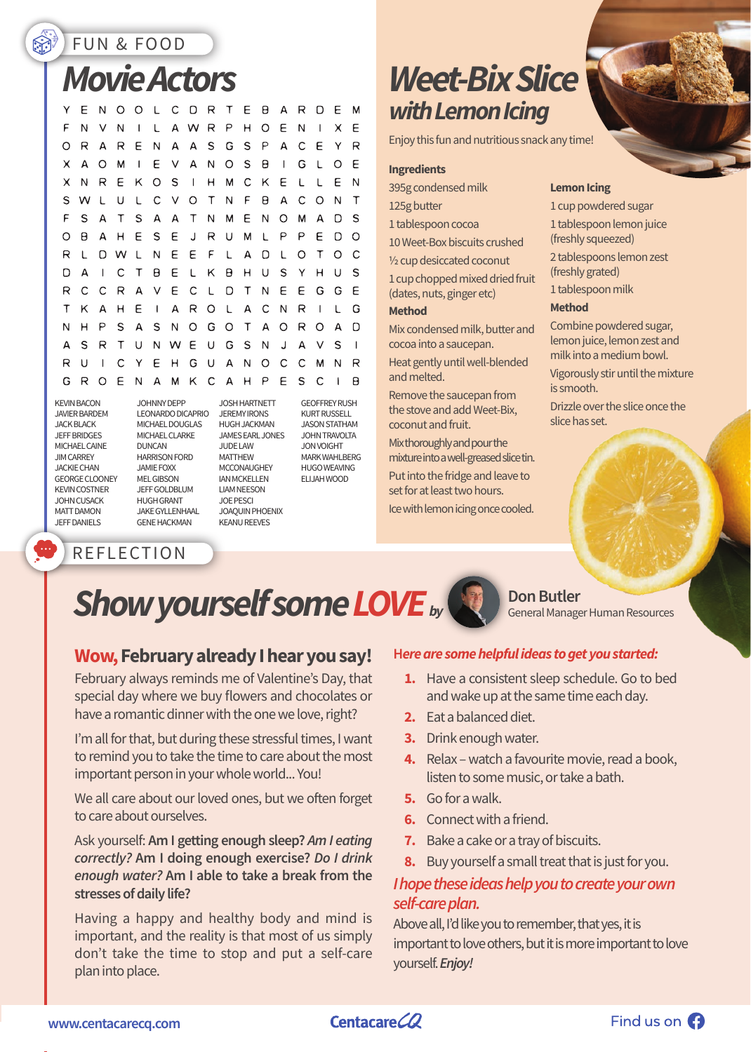FUN & FOOD

# Movie Actors

| | | | | | | | | | | | | | | | | |
|---|---|---|---|---|---|---|---|---|---|---|---|---|---|---|---|---|
| Y | E | N | O | O | L | C | D | R | T | E | B | A | R | D | E | M |
| F | N | V | N | I | L | A | W | R | P | H | O | E | N | I | X | E |
| O | R | A | R | E | N | A | A | S | G | S | P | A | C | E | Y | R |
| X | A | O | M | I | E | V | A | N | O | S | B | I | G | L | O | E |
| X | N | R | E | K | O | S | I | H | M | C | K | E | L | L | E | N |
| S | W | L | U | L | C | V | O | T | N | F | B | A | C | O | N | T |
| F | S | A | T | S | A | A | T | N | M | E | N | O | M | A | D | S |
| O | B | A | H | E | S | E | J | R | U | M | L | P | P | E | D | O |
| R | L | D | W | L | N | E | E | F | L | A | D | L | O | T | O | C |
| D | A | I | C | T | B | E | L | K | B | H | U | S | Y | H | U | S |
| R | C | C | R | A | V | E | C | L | D | T | N | E | E | G | G | E |
| T | K | A | H | E | I | A | R | O | L | A | C | N | R | I | L | G |
| N | H | P | S | A | S | N | O | G | O | T | A | O | R | O | A | D |
| A | S | R | T | U | N | W | E | U | G | S | N | J | A | V | S | I |
| R | U | I | C | Y | E | H | G | U | A | N | O | C | C | M | N | R |
| G | R | O | E | N | A | M | K | C | A | H | P | E | S | C | I | B |

KEVIN BACON
JAVIER BARDEM
JACK BLACK
JEFF BRIDGES
MICHAEL CAINE
JIM CARREY
JACKIE CHAN
GEORGE CLOONEY
KEVIN COSTNER
JOHN CUSACK
MATT DAMON
JEFF DANIELS
JOHNNY DEPP
LEONARDO DICAPRIO
MICHAEL DOUGLAS
MICHAEL CLARKE DUNCAN
HARRISON FORD
JAMIE FOXX
MEL GIBSON
JEFF GOLDBLUM
HUGH GRANT
JAKE GYLLENHAAL
GENE HACKMAN
JOSH HARTNETT
JEREMY IRONS
HUGH JACKMAN
JAMES EARL JONES
JUDE LAW
MATTHEW MCCONAUGHEY
IAN MCKELLEN
LIAM NEESON
JOE PESCI
JOAQUIN PHOENIX
KEANU REEVES
GEOFFREY RUSH
KURT RUSSELL
JASON STATHAM
JOHN TRAVOLTA
JON VOIGHT
MARK WAHLBERG
HUGO WEAVING
ELIJAH WOOD

# Weet-Bix Slice with Lemon Icing

Enjoy this fun and nutritious snack any time!

**Ingredients**

- 395g condensed milk
- 125g butter
- 1 tablespoon cocoa
- 10 Weet-Box biscuits crushed
- ½ cup desiccated coconut
- 1 cup chopped mixed dried fruit (dates, nuts, ginger etc)

**Method**

Mix condensed milk, butter and cocoa into a saucepan.

Heat gently until well-blended and melted.

Remove the saucepan from the stove and add Weet-Bix, coconut and fruit.

Mix thoroughly and pour the mixture into a well-greased slice tin.

Put into the fridge and leave to set for at least two hours.

Ice with lemon icing once cooled.

**Lemon Icing**

- 1 cup powdered sugar
- 1 tablespoon lemon juice (freshly squeezed)
- 2 tablespoons lemon zest (freshly grated)
- 1 tablespoon milk

**Method**

Combine powdered sugar, lemon juice, lemon zest and milk into a medium bowl.

Vigorously stir until the mixture is smooth.

Drizzle over the slice once the slice has set.

REFLECTION

# Show yourself some LOVE by Don Butler

General Manager Human Resources

## Wow, February already I hear you say!

February always reminds me of Valentine's Day, that special day where we buy flowers and chocolates or have a romantic dinner with the one we love, right?

I'm all for that, but during these stressful times, I want to remind you to take the time to care about the most important person in your whole world... You!

We all care about our loved ones, but we often forget to care about ourselves.

Ask yourself: **Am I getting enough sleep?** ***Am I eating correctly?*** **Am I doing enough exercise?** ***Do I drink enough water?*** **Am I able to take a break from the stresses of daily life?**

Having a happy and healthy body and mind is important, and the reality is that most of us simply don't take the time to stop and put a self-care plan into place.

*Here are some helpful ideas to get you started:*

1. Have a consistent sleep schedule. Go to bed and wake up at the same time each day.
2. Eat a balanced diet.
3. Drink enough water.
4. Relax – watch a favourite movie, read a book, listen to some music, or take a bath.
5. Go for a walk.
6. Connect with a friend.
7. Bake a cake or a tray of biscuits.
8. Buy yourself a small treat that is just for you.

*I hope these ideas help you to create your own self-care plan.*

Above all, I'd like you to remember, that yes, it is important to love others, but it is more important to love yourself. *Enjoy!*

www.centacarecq.com | CentacareCQ | Find us on Facebook